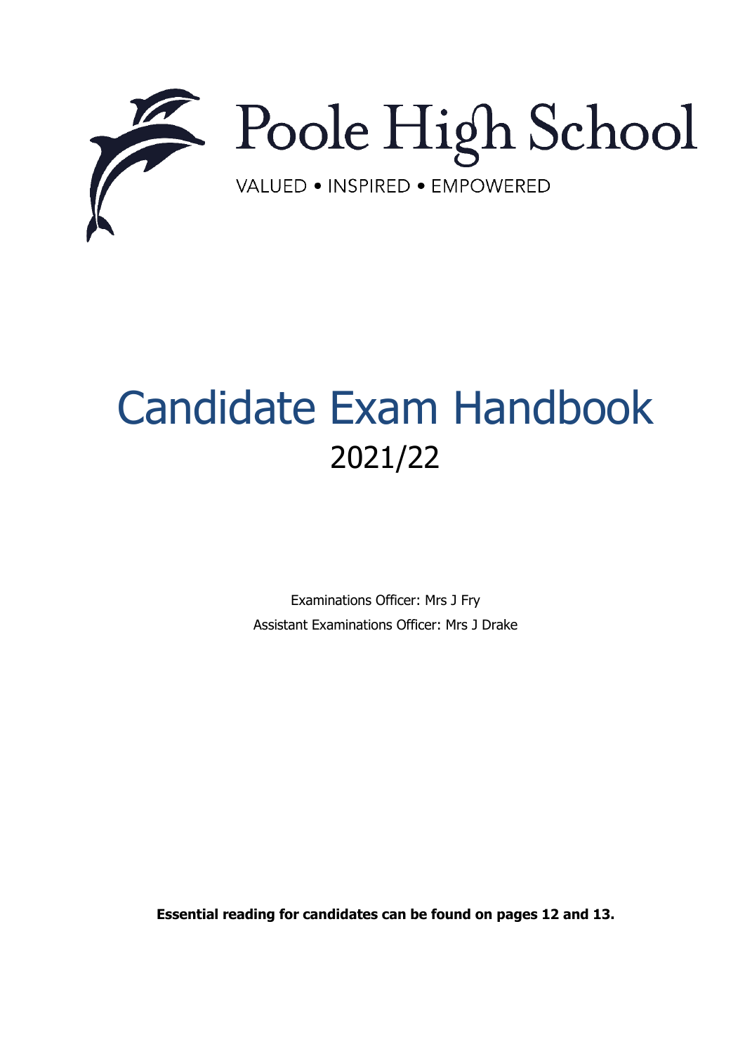# Poole High School

VALUED • INSPIRED • EMPOWERED

# Candidate Exam Handbook

## 2021/22

Examinations Officer: Mrs J Fry

Assistant Examinations Officer: Mrs J Drake

**Essential reading for candidates can be found on pages 12 and 13.**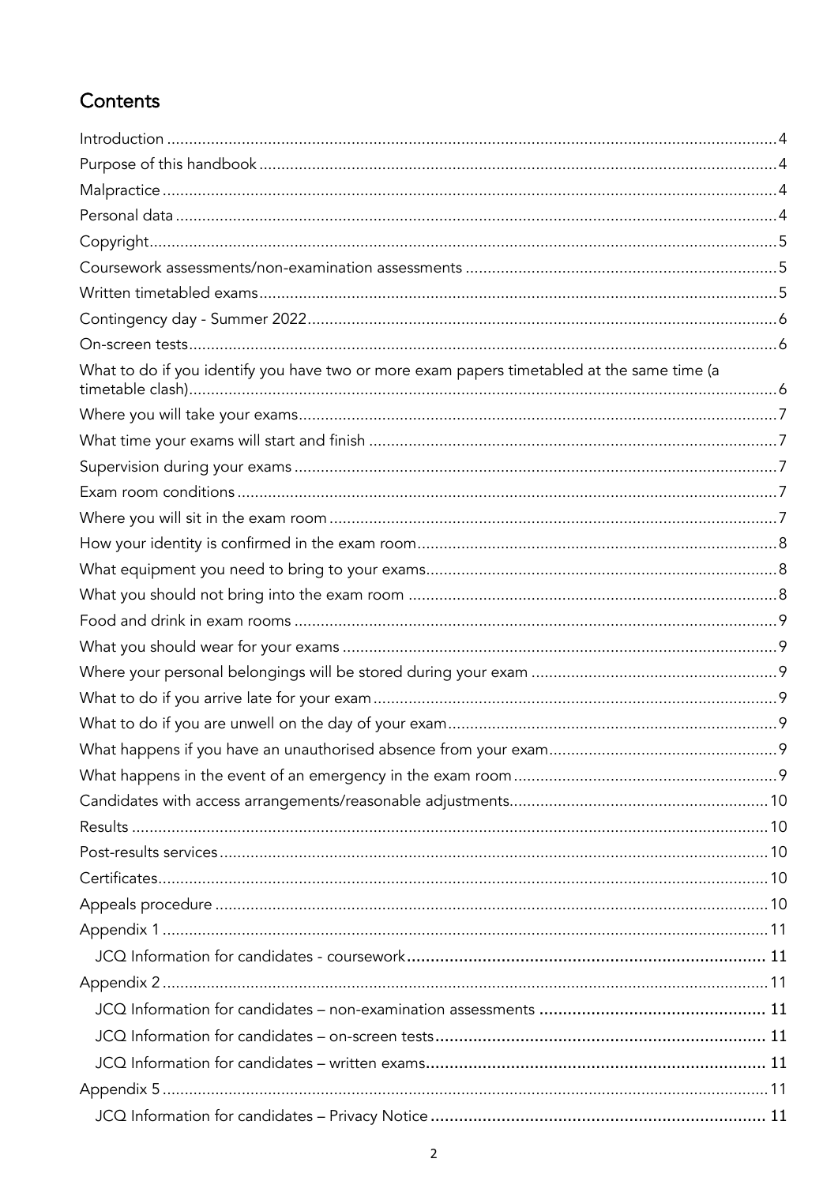## Contents

- Introduction ... 4
- Purpose of this handbook ... 4
- Malpractice ... 4
- Personal data ... 4
- Copyright ... 5
- Coursework assessments/non-examination assessments ... 5
- Written timetabled exams ... 5
- Contingency day - Summer 2022 ... 6
- On-screen tests ... 6
- What to do if you identify you have two or more exam papers timetabled at the same time (a timetable clash) ... 6
- Where you will take your exams ... 7
- What time your exams will start and finish ... 7
- Supervision during your exams ... 7
- Exam room conditions ... 7
- Where you will sit in the exam room ... 7
- How your identity is confirmed in the exam room ... 8
- What equipment you need to bring to your exams ... 8
- What you should not bring into the exam room ... 8
- Food and drink in exam rooms ... 9
- What you should wear for your exams ... 9
- Where your personal belongings will be stored during your exam ... 9
- What to do if you arrive late for your exam ... 9
- What to do if you are unwell on the day of your exam ... 9
- What happens if you have an unauthorised absence from your exam ... 9
- What happens in the event of an emergency in the exam room ... 9
- Candidates with access arrangements/reasonable adjustments ... 10
- Results ... 10
- Post-results services ... 10
- Certificates ... 10
- Appeals procedure ... 10
- Appendix 1 ... 11
  - JCQ Information for candidates - coursework ... 11
- Appendix 2 ... 11
  - JCQ Information for candidates – non-examination assessments ... 11
  - JCQ Information for candidates – on-screen tests ... 11
  - JCQ Information for candidates – written exams ... 11
- Appendix 5 ... 11
  - JCQ Information for candidates – Privacy Notice ... 11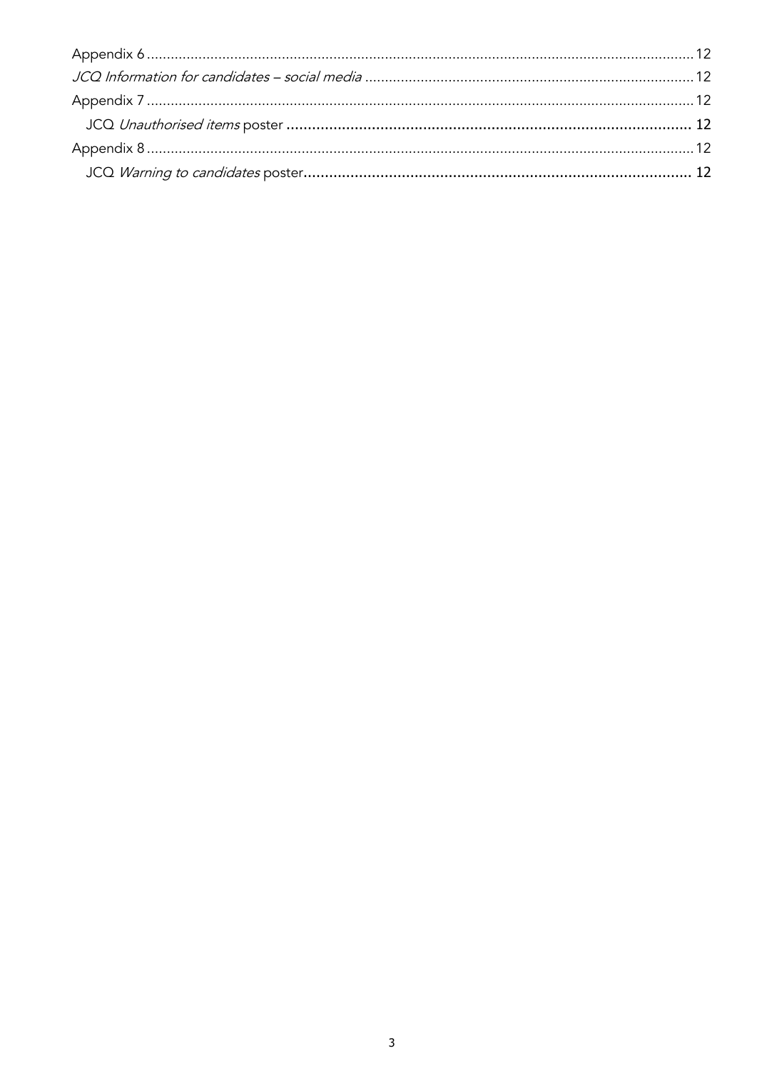Appendix 6 .......... 12

*JCQ Information for candidates – social media* .......... 12

Appendix 7 .......... 12

JCQ *Unauthorised items* poster .......... 12

Appendix 8 .......... 12

JCQ *Warning to candidates* poster .......... 12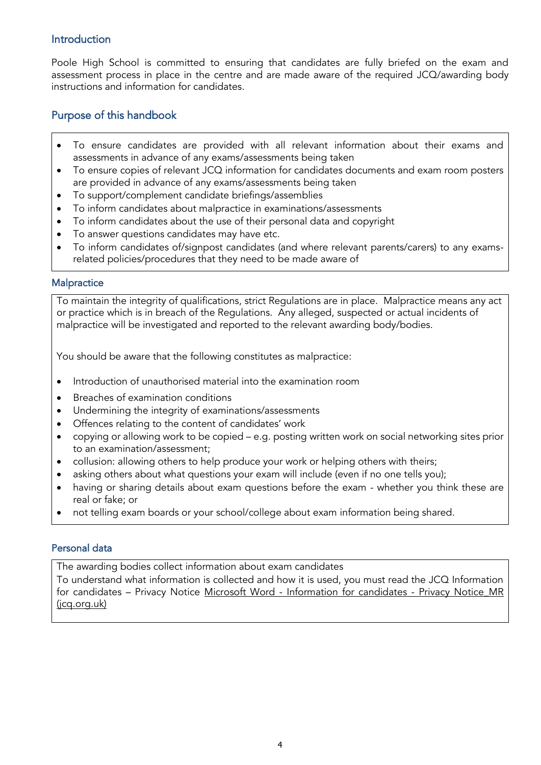## Introduction

Poole High School is committed to ensuring that candidates are fully briefed on the exam and assessment process in place in the centre and are made aware of the required JCQ/awarding body instructions and information for candidates.

## Purpose of this handbook

- To ensure candidates are provided with all relevant information about their exams and assessments in advance of any exams/assessments being taken
- To ensure copies of relevant JCQ information for candidates documents and exam room posters are provided in advance of any exams/assessments being taken
- To support/complement candidate briefings/assemblies
- To inform candidates about malpractice in examinations/assessments
- To inform candidates about the use of their personal data and copyright
- To answer questions candidates may have etc.
- To inform candidates of/signpost candidates (and where relevant parents/carers) to any exams-related policies/procedures that they need to be made aware of

## Malpractice

To maintain the integrity of qualifications, strict Regulations are in place. Malpractice means any act or practice which is in breach of the Regulations. Any alleged, suspected or actual incidents of malpractice will be investigated and reported to the relevant awarding body/bodies.

You should be aware that the following constitutes as malpractice:

- Introduction of unauthorised material into the examination room
- Breaches of examination conditions
- Undermining the integrity of examinations/assessments
- Offences relating to the content of candidates' work
- copying or allowing work to be copied – e.g. posting written work on social networking sites prior to an examination/assessment;
- collusion: allowing others to help produce your work or helping others with theirs;
- asking others about what questions your exam will include (even if no one tells you);
- having or sharing details about exam questions before the exam - whether you think these are real or fake; or
- not telling exam boards or your school/college about exam information being shared.

## Personal data

The awarding bodies collect information about exam candidates

To understand what information is collected and how it is used, you must read the JCQ Information for candidates – Privacy Notice [Microsoft Word - Information for candidates - Privacy Notice_MR (jcq.org.uk)]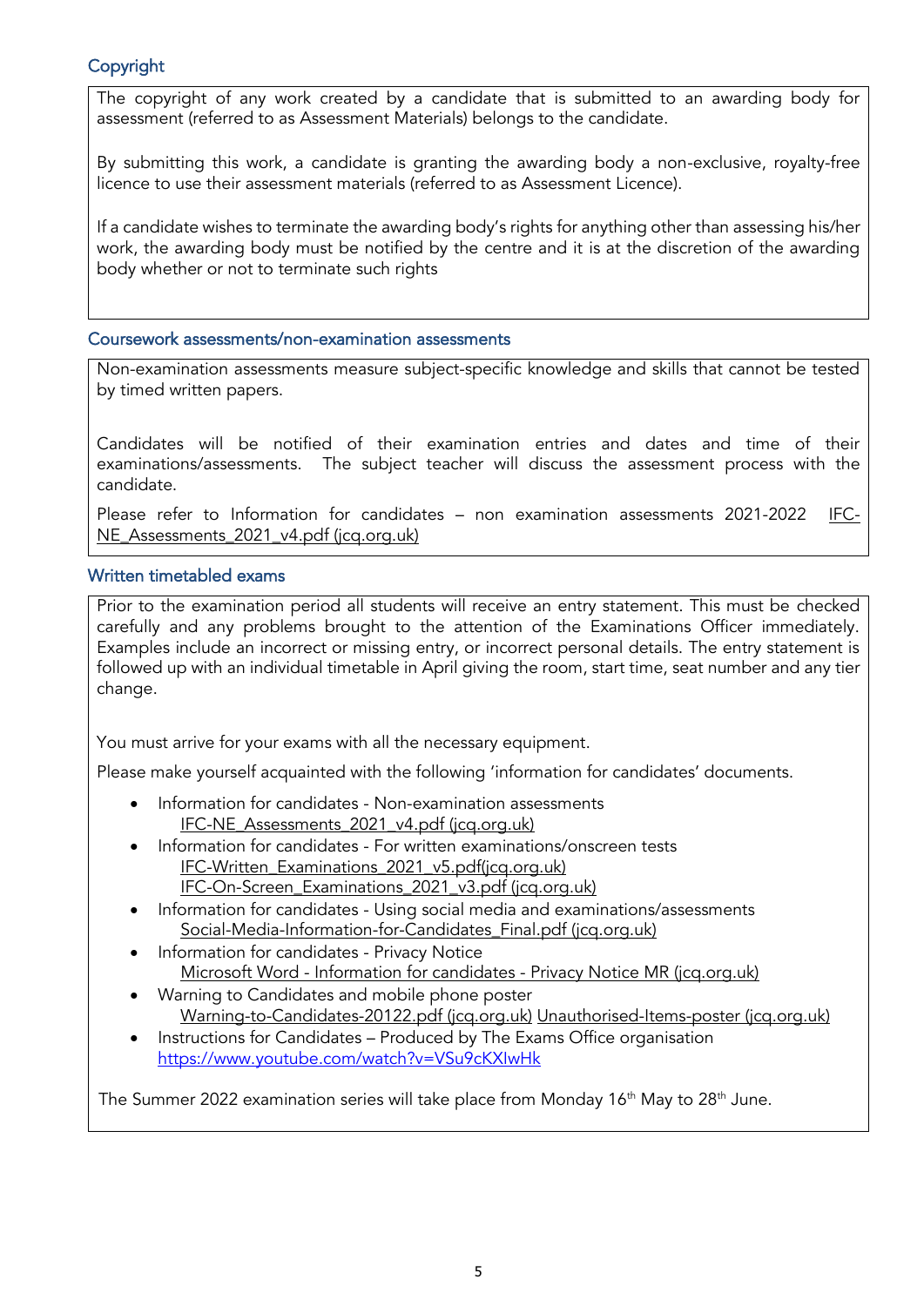## Copyright

The copyright of any work created by a candidate that is submitted to an awarding body for assessment (referred to as Assessment Materials) belongs to the candidate.

By submitting this work, a candidate is granting the awarding body a non-exclusive, royalty-free licence to use their assessment materials (referred to as Assessment Licence).

If a candidate wishes to terminate the awarding body's rights for anything other than assessing his/her work, the awarding body must be notified by the centre and it is at the discretion of the awarding body whether or not to terminate such rights

## Coursework assessments/non-examination assessments

Non-examination assessments measure subject-specific knowledge and skills that cannot be tested by timed written papers.

Candidates will be notified of their examination entries and dates and time of their examinations/assessments. The subject teacher will discuss the assessment process with the candidate.

Please refer to Information for candidates – non examination assessments 2021-2022 IFC-NE_Assessments_2021_v4.pdf (jcq.org.uk)

## Written timetabled exams

Prior to the examination period all students will receive an entry statement. This must be checked carefully and any problems brought to the attention of the Examinations Officer immediately. Examples include an incorrect or missing entry, or incorrect personal details. The entry statement is followed up with an individual timetable in April giving the room, start time, seat number and any tier change.

You must arrive for your exams with all the necessary equipment.

Please make yourself acquainted with the following 'information for candidates' documents.

- Information for candidates - Non-examination assessments
  IFC-NE_Assessments_2021_v4.pdf (jcq.org.uk)
- Information for candidates - For written examinations/onscreen tests
  IFC-Written_Examinations_2021_v5.pdf(jcq.org.uk)
  IFC-On-Screen_Examinations_2021_v3.pdf (jcq.org.uk)
- Information for candidates - Using social media and examinations/assessments
  Social-Media-Information-for-Candidates_Final.pdf (jcq.org.uk)
- Information for candidates - Privacy Notice
  Microsoft Word - Information for candidates - Privacy Notice MR (jcq.org.uk)
- Warning to Candidates and mobile phone poster
  Warning-to-Candidates-20122.pdf (jcq.org.uk) Unauthorised-Items-poster (jcq.org.uk)
- Instructions for Candidates – Produced by The Exams Office organisation
  https://www.youtube.com/watch?v=VSu9cKXIwHk

The Summer 2022 examination series will take place from Monday 16th May to 28th June.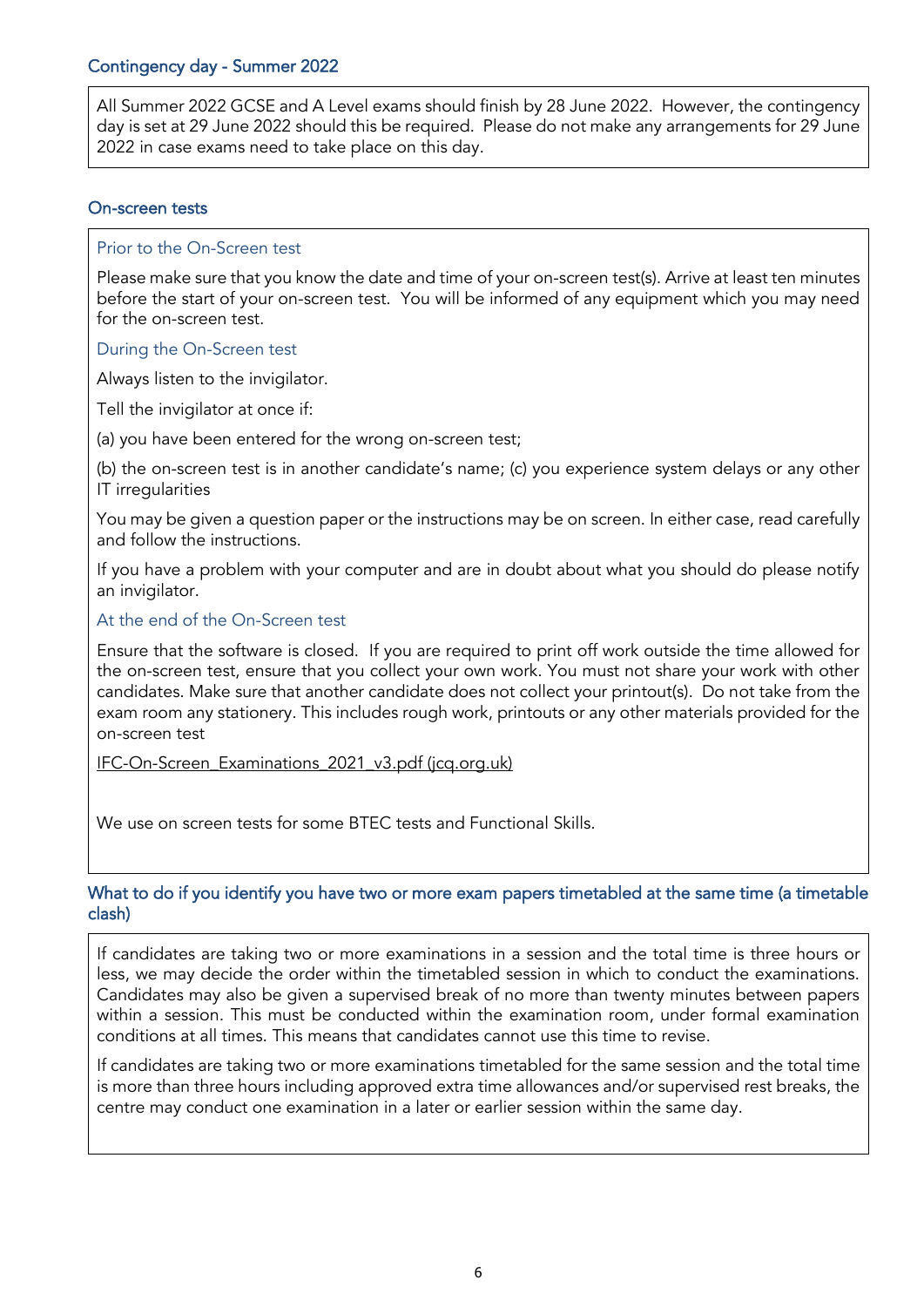## Contingency day - Summer 2022

All Summer 2022 GCSE and A Level exams should finish by 28 June 2022. However, the contingency day is set at 29 June 2022 should this be required. Please do not make any arrangements for 29 June 2022 in case exams need to take place on this day.

## On-screen tests

### Prior to the On-Screen test

Please make sure that you know the date and time of your on-screen test(s). Arrive at least ten minutes before the start of your on-screen test. You will be informed of any equipment which you may need for the on-screen test.

### During the On-Screen test

Always listen to the invigilator.

Tell the invigilator at once if:

(a) you have been entered for the wrong on-screen test;

(b) the on-screen test is in another candidate's name; (c) you experience system delays or any other IT irregularities

You may be given a question paper or the instructions may be on screen. In either case, read carefully and follow the instructions.

If you have a problem with your computer and are in doubt about what you should do please notify an invigilator.

### At the end of the On-Screen test

Ensure that the software is closed. If you are required to print off work outside the time allowed for the on-screen test, ensure that you collect your own work. You must not share your work with other candidates. Make sure that another candidate does not collect your printout(s). Do not take from the exam room any stationery. This includes rough work, printouts or any other materials provided for the on-screen test

IFC-On-Screen_Examinations_2021_v3.pdf (jcq.org.uk)

We use on screen tests for some BTEC tests and Functional Skills.

## What to do if you identify you have two or more exam papers timetabled at the same time (a timetable clash)

If candidates are taking two or more examinations in a session and the total time is three hours or less, we may decide the order within the timetabled session in which to conduct the examinations. Candidates may also be given a supervised break of no more than twenty minutes between papers within a session. This must be conducted within the examination room, under formal examination conditions at all times. This means that candidates cannot use this time to revise.

If candidates are taking two or more examinations timetabled for the same session and the total time is more than three hours including approved extra time allowances and/or supervised rest breaks, the centre may conduct one examination in a later or earlier session within the same day.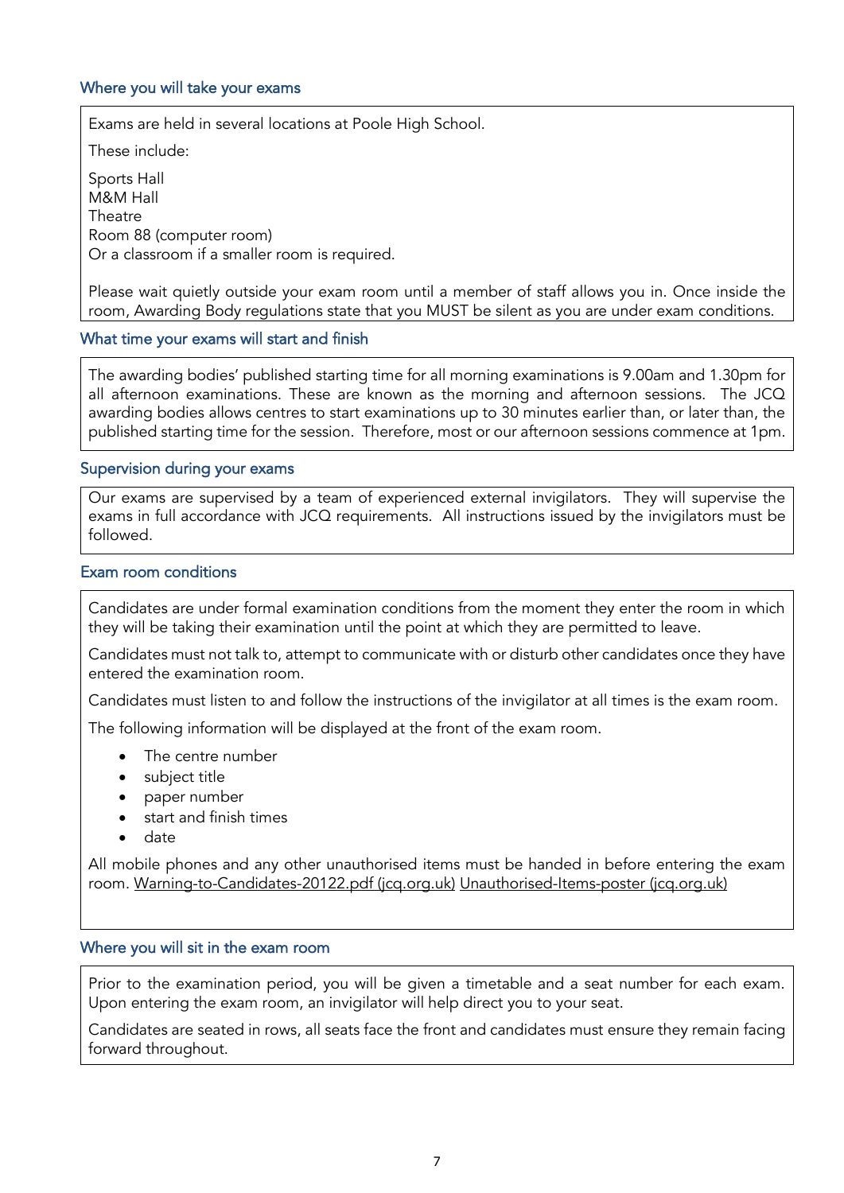## Where you will take your exams

Exams are held in several locations at Poole High School.

These include:

Sports Hall
M&M Hall
Theatre
Room 88 (computer room)
Or a classroom if a smaller room is required.

Please wait quietly outside your exam room until a member of staff allows you in. Once inside the room, Awarding Body regulations state that you MUST be silent as you are under exam conditions.

## What time your exams will start and finish

The awarding bodies' published starting time for all morning examinations is 9.00am and 1.30pm for all afternoon examinations. These are known as the morning and afternoon sessions. The JCQ awarding bodies allows centres to start examinations up to 30 minutes earlier than, or later than, the published starting time for the session. Therefore, most or our afternoon sessions commence at 1pm.

## Supervision during your exams

Our exams are supervised by a team of experienced external invigilators. They will supervise the exams in full accordance with JCQ requirements. All instructions issued by the invigilators must be followed.

## Exam room conditions

Candidates are under formal examination conditions from the moment they enter the room in which they will be taking their examination until the point at which they are permitted to leave.

Candidates must not talk to, attempt to communicate with or disturb other candidates once they have entered the examination room.

Candidates must listen to and follow the instructions of the invigilator at all times is the exam room.

The following information will be displayed at the front of the exam room.

- The centre number
- subject title
- paper number
- start and finish times
- date

All mobile phones and any other unauthorised items must be handed in before entering the exam room. Warning-to-Candidates-20122.pdf (jcq.org.uk) Unauthorised-Items-poster (jcq.org.uk)

## Where you will sit in the exam room

Prior to the examination period, you will be given a timetable and a seat number for each exam. Upon entering the exam room, an invigilator will help direct you to your seat.

Candidates are seated in rows, all seats face the front and candidates must ensure they remain facing forward throughout.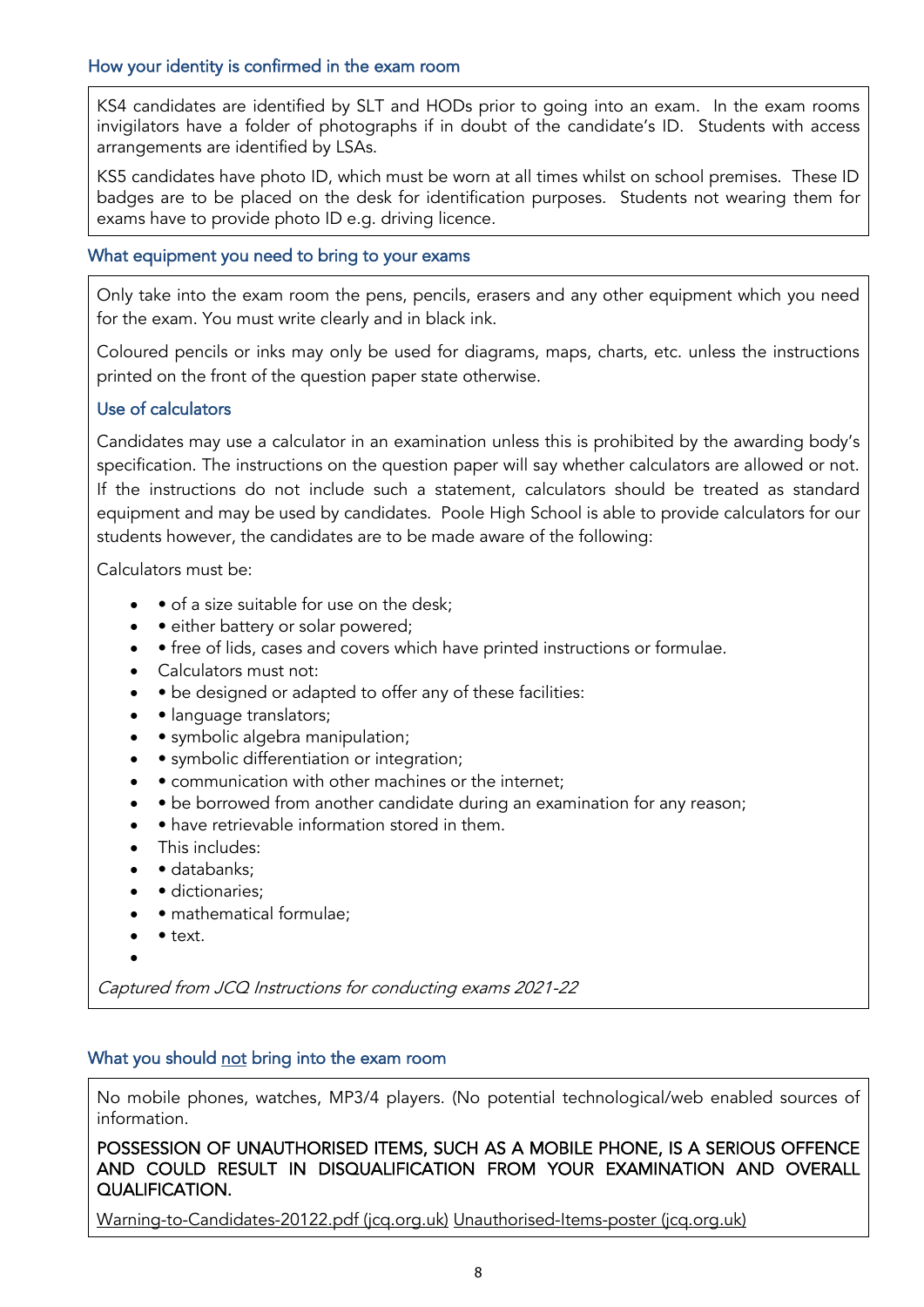## How your identity is confirmed in the exam room

KS4 candidates are identified by SLT and HODs prior to going into an exam. In the exam rooms invigilators have a folder of photographs if in doubt of the candidate's ID. Students with access arrangements are identified by LSAs.

KS5 candidates have photo ID, which must be worn at all times whilst on school premises. These ID badges are to be placed on the desk for identification purposes. Students not wearing them for exams have to provide photo ID e.g. driving licence.

## What equipment you need to bring to your exams

Only take into the exam room the pens, pencils, erasers and any other equipment which you need for the exam. You must write clearly and in black ink.

Coloured pencils or inks may only be used for diagrams, maps, charts, etc. unless the instructions printed on the front of the question paper state otherwise.

### Use of calculators

Candidates may use a calculator in an examination unless this is prohibited by the awarding body's specification. The instructions on the question paper will say whether calculators are allowed or not. If the instructions do not include such a statement, calculators should be treated as standard equipment and may be used by candidates. Poole High School is able to provide calculators for our students however, the candidates are to be made aware of the following:

Calculators must be:

- • of a size suitable for use on the desk;
- • either battery or solar powered;
- • free of lids, cases and covers which have printed instructions or formulae.
- Calculators must not:
- • be designed or adapted to offer any of these facilities:
- • language translators;
- • symbolic algebra manipulation;
- • symbolic differentiation or integration;
- • communication with other machines or the internet;
- • be borrowed from another candidate during an examination for any reason;
- • have retrievable information stored in them.
- This includes:
- • databanks;
- • dictionaries;
- • mathematical formulae;
- • text.

*Captured from JCQ Instructions for conducting exams 2021-22*

## What you should not bring into the exam room

No mobile phones, watches, MP3/4 players. (No potential technological/web enabled sources of information.

POSSESSION OF UNAUTHORISED ITEMS, SUCH AS A MOBILE PHONE, IS A SERIOUS OFFENCE AND COULD RESULT IN DISQUALIFICATION FROM YOUR EXAMINATION AND OVERALL QUALIFICATION.

Warning-to-Candidates-20122.pdf (jcq.org.uk) Unauthorised-Items-poster (jcq.org.uk)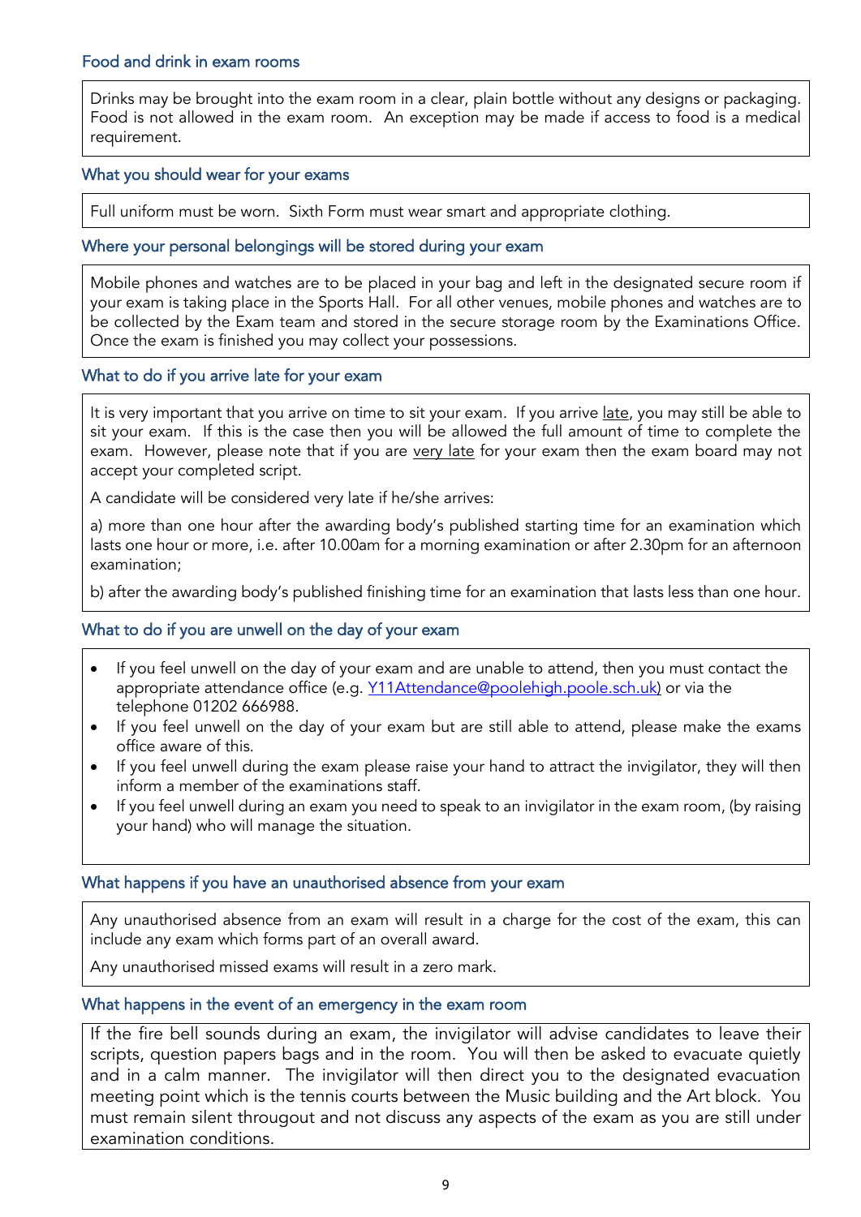### Food and drink in exam rooms

Drinks may be brought into the exam room in a clear, plain bottle without any designs or packaging. Food is not allowed in the exam room. An exception may be made if access to food is a medical requirement.

### What you should wear for your exams

Full uniform must be worn. Sixth Form must wear smart and appropriate clothing.

### Where your personal belongings will be stored during your exam

Mobile phones and watches are to be placed in your bag and left in the designated secure room if your exam is taking place in the Sports Hall. For all other venues, mobile phones and watches are to be collected by the Exam team and stored in the secure storage room by the Examinations Office. Once the exam is finished you may collect your possessions.

### What to do if you arrive late for your exam

It is very important that you arrive on time to sit your exam. If you arrive <u>late</u>, you may still be able to sit your exam. If this is the case then you will be allowed the full amount of time to complete the exam. However, please note that if you are <u>very late</u> for your exam then the exam board may not accept your completed script.

A candidate will be considered very late if he/she arrives:

a) more than one hour after the awarding body's published starting time for an examination which lasts one hour or more, i.e. after 10.00am for a morning examination or after 2.30pm for an afternoon examination;

b) after the awarding body's published finishing time for an examination that lasts less than one hour.

### What to do if you are unwell on the day of your exam

- If you feel unwell on the day of your exam and are unable to attend, then you must contact the appropriate attendance office (e.g. Y11Attendance@poolehigh.poole.sch.uk) or via the telephone 01202 666988.
- If you feel unwell on the day of your exam but are still able to attend, please make the exams office aware of this.
- If you feel unwell during the exam please raise your hand to attract the invigilator, they will then inform a member of the examinations staff.
- If you feel unwell during an exam you need to speak to an invigilator in the exam room, (by raising your hand) who will manage the situation.

### What happens if you have an unauthorised absence from your exam

Any unauthorised absence from an exam will result in a charge for the cost of the exam, this can include any exam which forms part of an overall award.

Any unauthorised missed exams will result in a zero mark.

### What happens in the event of an emergency in the exam room

If the fire bell sounds during an exam, the invigilator will advise candidates to leave their scripts, question papers bags and in the room. You will then be asked to evacuate quietly and in a calm manner. The invigilator will then direct you to the designated evacuation meeting point which is the tennis courts between the Music building and the Art block. You must remain silent througout and not discuss any aspects of the exam as you are still under examination conditions.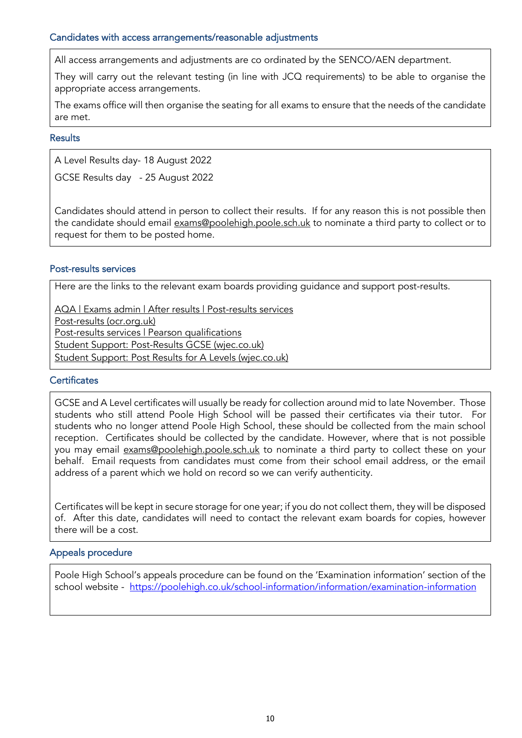## Candidates with access arrangements/reasonable adjustments

All access arrangements and adjustments are co ordinated by the SENCO/AEN department.

They will carry out the relevant testing (in line with JCQ requirements) to be able to organise the appropriate access arrangements.

The exams office will then organise the seating for all exams to ensure that the needs of the candidate are met.

## Results

A Level Results day- 18 August 2022

GCSE Results day - 25 August 2022

Candidates should attend in person to collect their results. If for any reason this is not possible then the candidate should email exams@poolehigh.poole.sch.uk to nominate a third party to collect or to request for them to be posted home.

## Post-results services

Here are the links to the relevant exam boards providing guidance and support post-results.

AQA | Exams admin | After results | Post-results services
Post-results (ocr.org.uk)
Post-results services | Pearson qualifications
Student Support: Post-Results GCSE (wjec.co.uk)
Student Support: Post Results for A Levels (wjec.co.uk)

## Certificates

GCSE and A Level certificates will usually be ready for collection around mid to late November. Those students who still attend Poole High School will be passed their certificates via their tutor. For students who no longer attend Poole High School, these should be collected from the main school reception. Certificates should be collected by the candidate. However, where that is not possible you may email exams@poolehigh.poole.sch.uk to nominate a third party to collect these on your behalf. Email requests from candidates must come from their school email address, or the email address of a parent which we hold on record so we can verify authenticity.

Certificates will be kept in secure storage for one year; if you do not collect them, they will be disposed of. After this date, candidates will need to contact the relevant exam boards for copies, however there will be a cost.

## Appeals procedure

Poole High School's appeals procedure can be found on the 'Examination information' section of the school website - https://poolehigh.co.uk/school-information/information/examination-information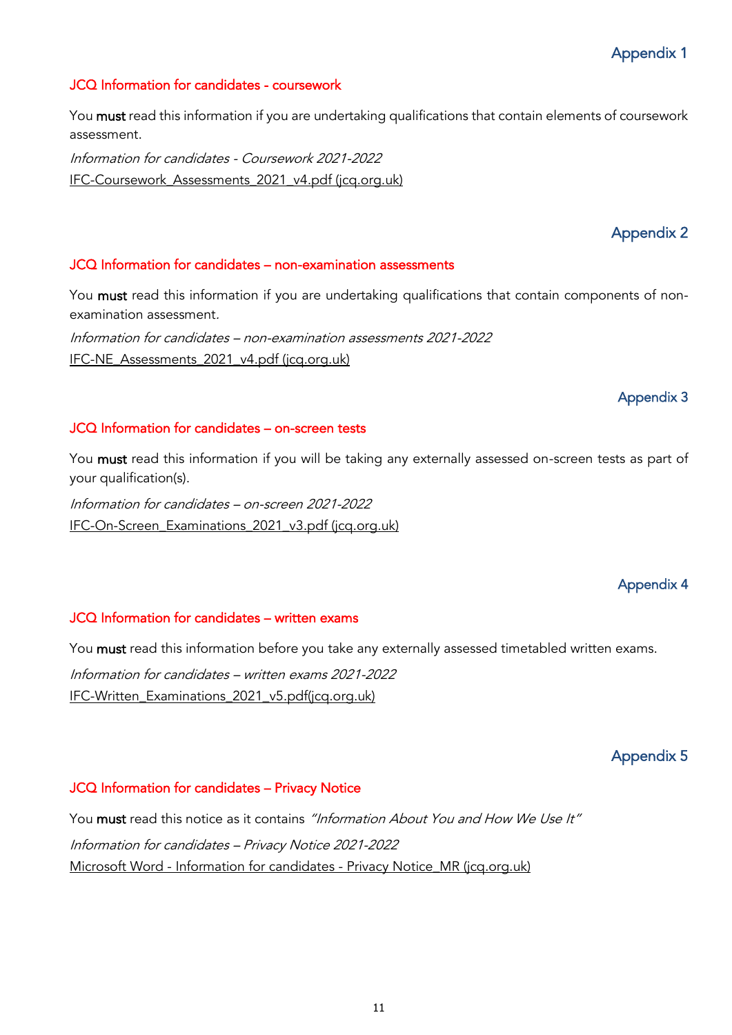## Appendix 1

### JCQ Information for candidates - coursework

You **must** read this information if you are undertaking qualifications that contain elements of coursework assessment.

*Information for candidates - Coursework 2021-2022*

IFC-Coursework_Assessments_2021_v4.pdf (jcq.org.uk)

## Appendix 2

### JCQ Information for candidates – non-examination assessments

You **must** read this information if you are undertaking qualifications that contain components of non-examination assessment.

*Information for candidates – non-examination assessments 2021-2022*

IFC-NE_Assessments_2021_v4.pdf (jcq.org.uk)

## Appendix 3

### JCQ Information for candidates – on-screen tests

You **must** read this information if you will be taking any externally assessed on-screen tests as part of your qualification(s).

*Information for candidates – on-screen 2021-2022*

IFC-On-Screen_Examinations_2021_v3.pdf (jcq.org.uk)

## Appendix 4

### JCQ Information for candidates – written exams

You **must** read this information before you take any externally assessed timetabled written exams.

*Information for candidates – written exams 2021-2022*

IFC-Written_Examinations_2021_v5.pdf(jcq.org.uk)

## Appendix 5

### JCQ Information for candidates – Privacy Notice

You **must** read this notice as it contains *"Information About You and How We Use It"*

*Information for candidates – Privacy Notice 2021-2022*

Microsoft Word - Information for candidates - Privacy Notice_MR (jcq.org.uk)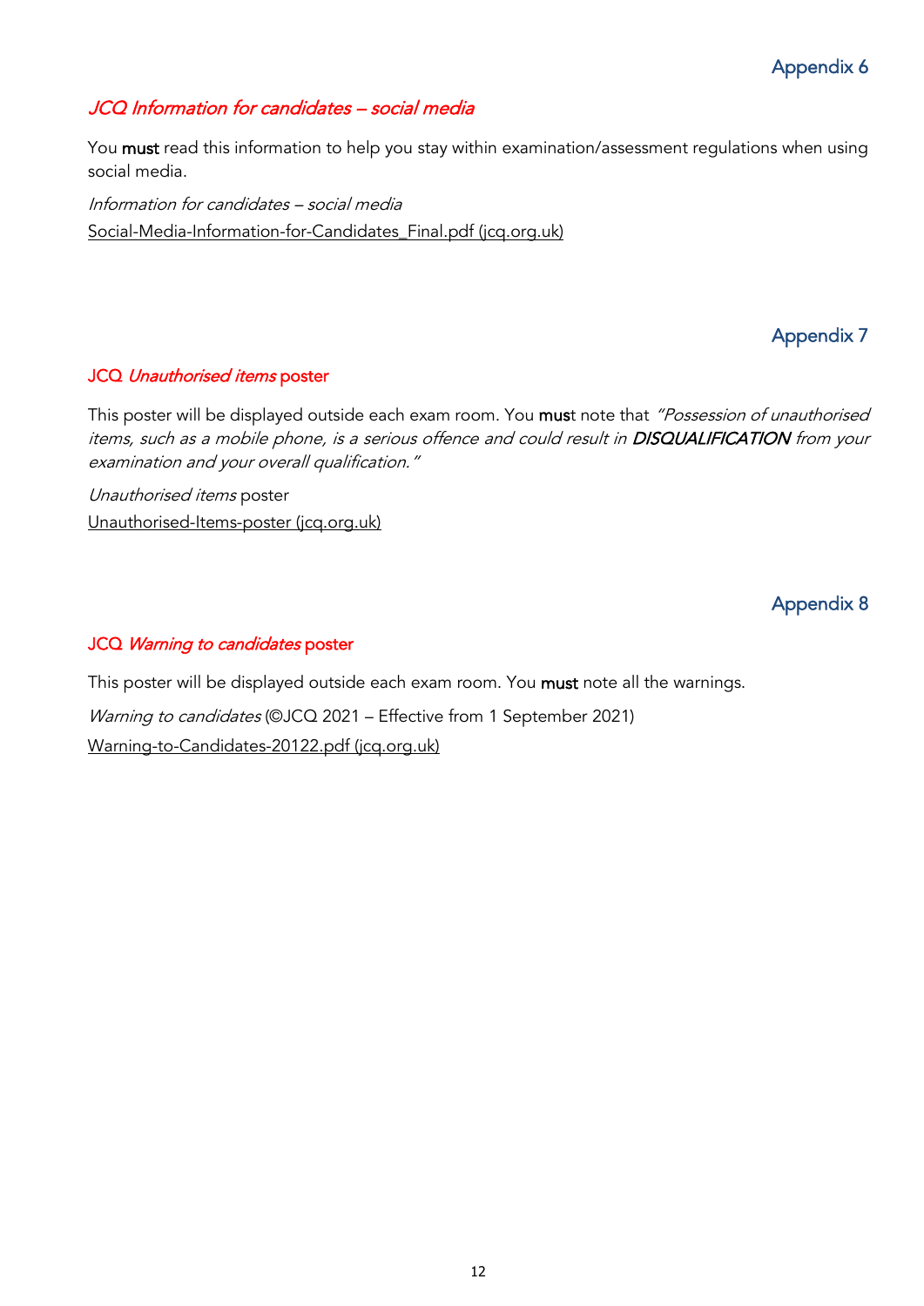## Appendix 6

### *JCQ Information for candidates – social media*

You **must** read this information to help you stay within examination/assessment regulations when using social media.

*Information for candidates – social media*
Social-Media-Information-for-Candidates_Final.pdf (jcq.org.uk)

## Appendix 7

### JCQ *Unauthorised items* poster

This poster will be displayed outside each exam room. You **must** note that *"Possession of unauthorised items, such as a mobile phone, is a serious offence and could result in **DISQUALIFICATION** from your examination and your overall qualification."*

*Unauthorised items* poster
Unauthorised-Items-poster (jcq.org.uk)

## Appendix 8

### JCQ *Warning to candidates* poster

This poster will be displayed outside each exam room. You **must** note all the warnings.

*Warning to candidates* (©JCQ 2021 – Effective from 1 September 2021)
Warning-to-Candidates-20122.pdf (jcq.org.uk)